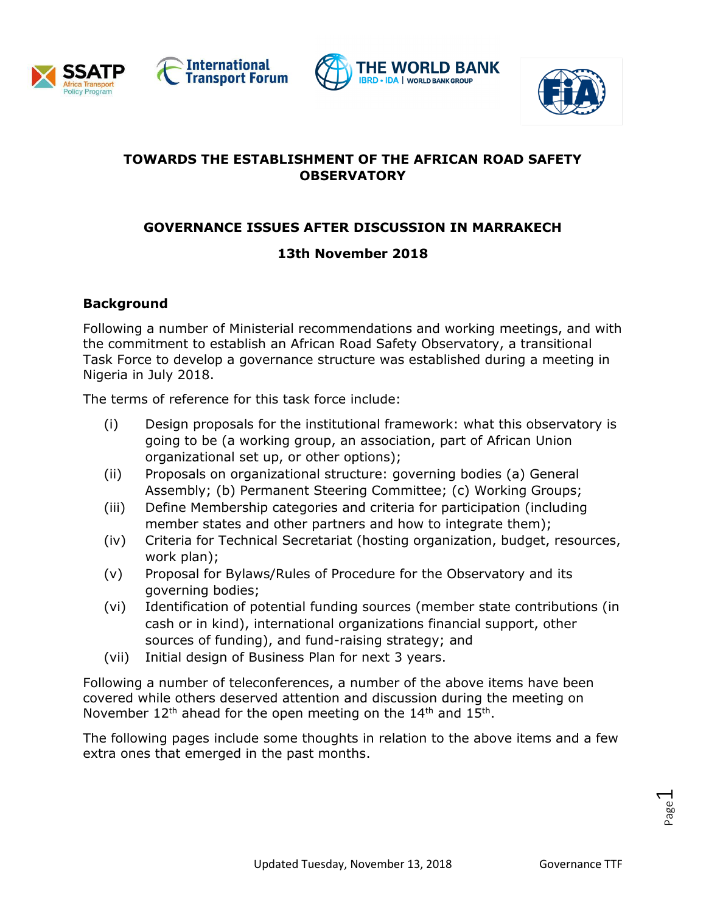# TOWARDS THE ESTABLISHMENT OF THE AFRICAN ROAD SAFETY OBSERVATORY

## GOVERNANCE ISSUES AFTER DISCUSSION IN MARRAKECH

**13th November 2018**

### Background

Following a number of Ministerial recommendations and working meetings, and with the commitment to establish an African Road Safety Observatory, a transitional Task Force to develop a governance structure was established during a meeting in Nigeria in July 2018.

The terms of reference for this task force include:

- (i) Design proposals for the institutional framework: what this observatory is going to be (a working group, an association, part of African Union organizational set up, or other options);
- (ii) Proposals on organizational structure: governing bodies (a) General Assembly; (b) Permanent Steering Committee; (c) Working Groups;
- (iii) Define Membership categories and criteria for participation (including member states and other partners and how to integrate them);
- (iv) Criteria for Technical Secretariat (hosting organization, budget, resources, work plan);
- (v) Proposal for Bylaws/Rules of Procedure for the Observatory and its governing bodies;
- (vi) Identification of potential funding sources (member state contributions (in cash or in kind), international organizations financial support, other sources of funding), and fund-raising strategy; and
- (vii) Initial design of Business Plan for next 3 years.

Following a number of teleconferences, a number of the above items have been covered while others deserved attention and discussion during the meeting on November 12th ahead for the open meeting on the 14th and 15th.

The following pages include some thoughts in relation to the above items and a few extra ones that emerged in the past months.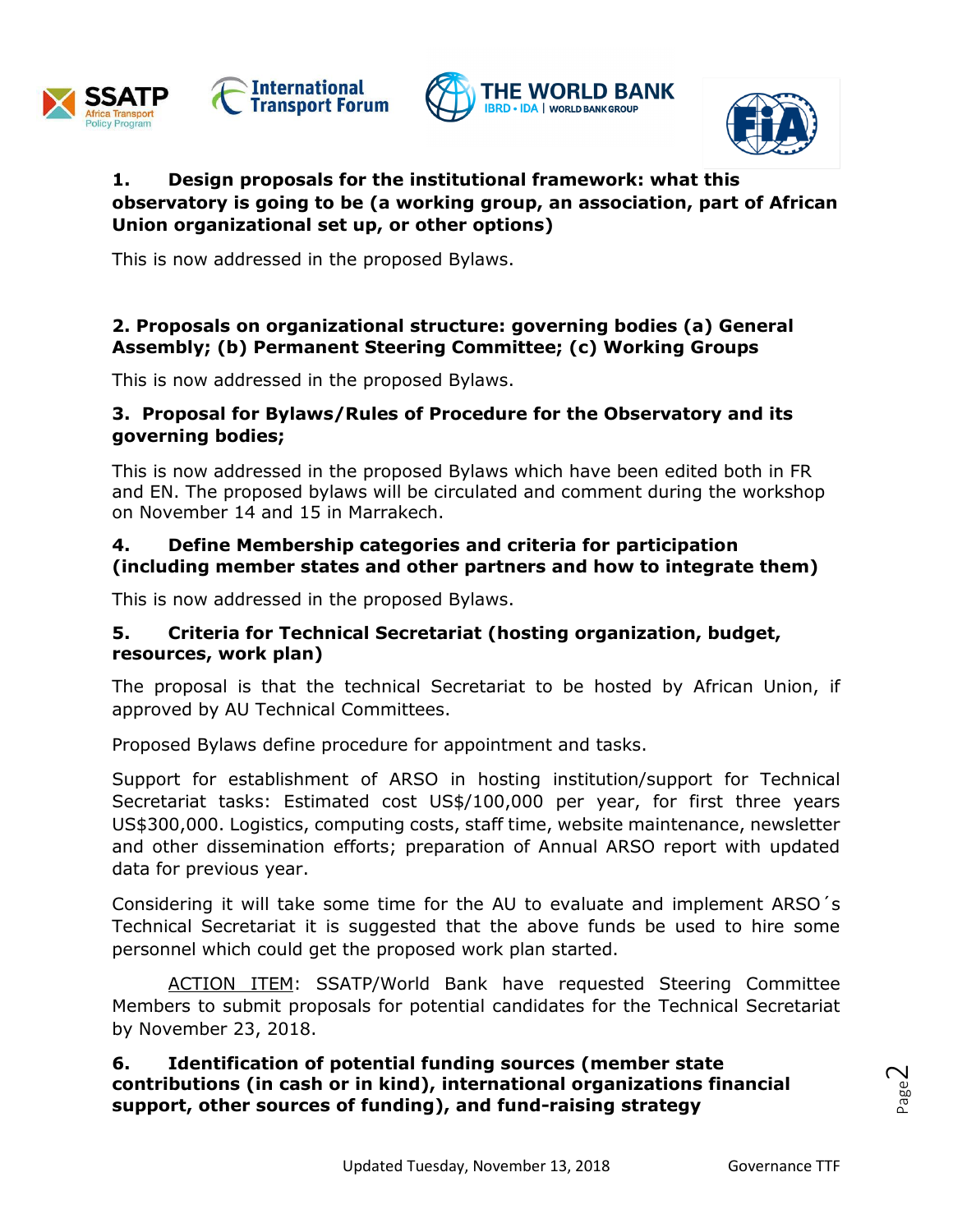**1. Design proposals for the institutional framework: what this observatory is going to be (a working group, an association, part of African Union organizational set up, or other options)**

This is now addressed in the proposed Bylaws.

**2. Proposals on organizational structure: governing bodies (a) General Assembly; (b) Permanent Steering Committee; (c) Working Groups**

This is now addressed in the proposed Bylaws.

**3. Proposal for Bylaws/Rules of Procedure for the Observatory and its governing bodies;**

This is now addressed in the proposed Bylaws which have been edited both in FR and EN. The proposed bylaws will be circulated and comment during the workshop on November 14 and 15 in Marrakech.

**4. Define Membership categories and criteria for participation (including member states and other partners and how to integrate them)**

This is now addressed in the proposed Bylaws.

**5. Criteria for Technical Secretariat (hosting organization, budget, resources, work plan)**

The proposal is that the technical Secretariat to be hosted by African Union, if approved by AU Technical Committees.

Proposed Bylaws define procedure for appointment and tasks.

Support for establishment of ARSO in hosting institution/support for Technical Secretariat tasks: Estimated cost US$/100,000 per year, for first three years US$300,000. Logistics, computing costs, staff time, website maintenance, newsletter and other dissemination efforts; preparation of Annual ARSO report with updated data for previous year.

Considering it will take some time for the AU to evaluate and implement ARSO´s Technical Secretariat it is suggested that the above funds be used to hire some personnel which could get the proposed work plan started.

ACTION ITEM: SSATP/World Bank have requested Steering Committee Members to submit proposals for potential candidates for the Technical Secretariat by November 23, 2018.

**6. Identification of potential funding sources (member state contributions (in cash or in kind), international organizations financial support, other sources of funding), and fund-raising strategy**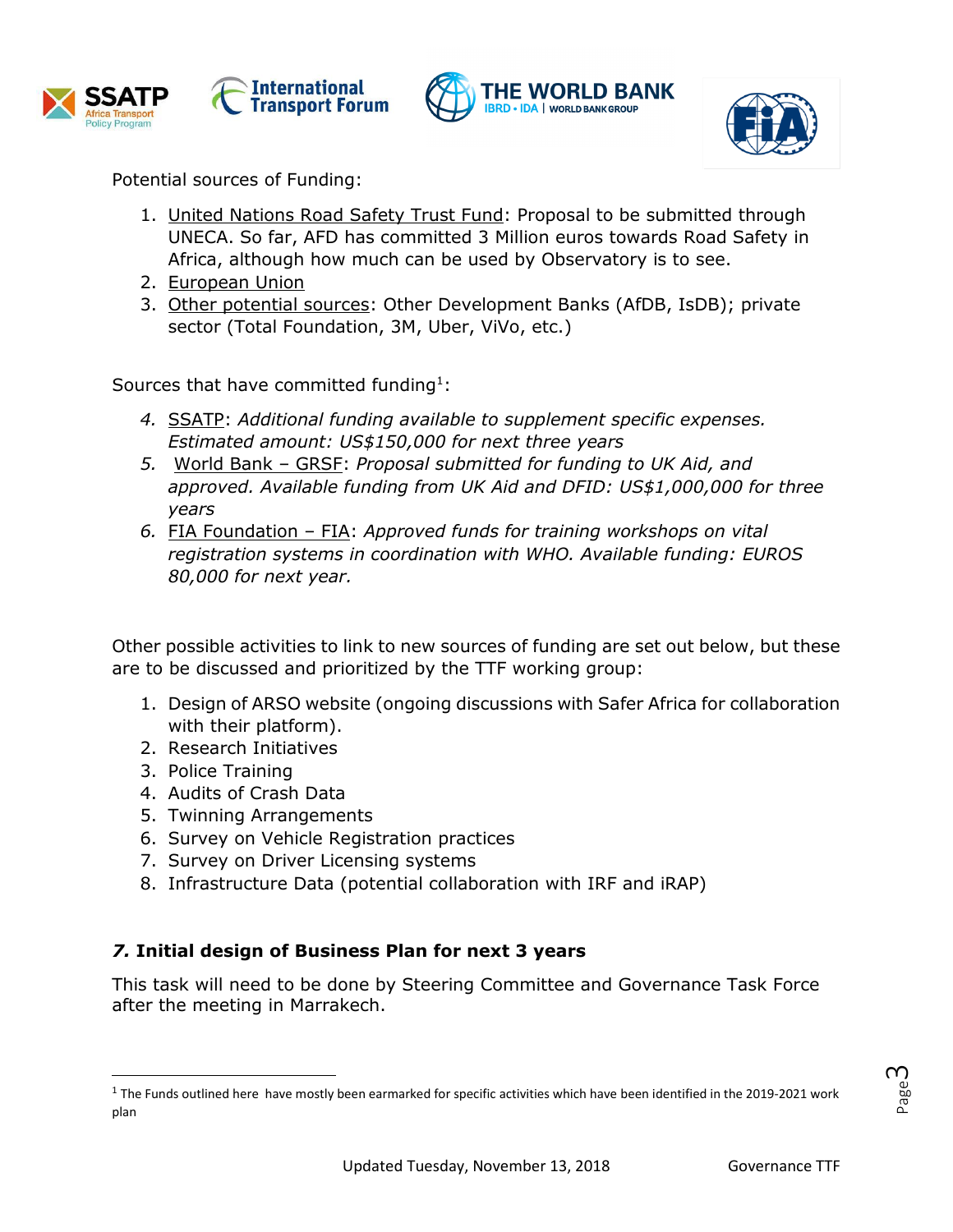Potential sources of Funding:

1. United Nations Road Safety Trust Fund: Proposal to be submitted through UNECA. So far, AFD has committed 3 Million euros towards Road Safety in Africa, although how much can be used by Observatory is to see.
2. European Union
3. Other potential sources: Other Development Banks (AfDB, IsDB); private sector (Total Foundation, 3M, Uber, ViVo, etc.)

Sources that have committed funding[1]:

4. SSATP: *Additional funding available to supplement specific expenses. Estimated amount: US$150,000 for next three years*
5. World Bank – GRSF: *Proposal submitted for funding to UK Aid, and approved. Available funding from UK Aid and DFID: US$1,000,000 for three years*
6. FIA Foundation – FIA: *Approved funds for training workshops on vital registration systems in coordination with WHO. Available funding: EUROS 80,000 for next year.*

Other possible activities to link to new sources of funding are set out below, but these are to be discussed and prioritized by the TTF working group:

1. Design of ARSO website (ongoing discussions with Safer Africa for collaboration with their platform).
2. Research Initiatives
3. Police Training
4. Audits of Crash Data
5. Twinning Arrangements
6. Survey on Vehicle Registration practices
7. Survey on Driver Licensing systems
8. Infrastructure Data (potential collaboration with IRF and iRAP)

### *7.* Initial design of Business Plan for next 3 years

This task will need to be done by Steering Committee and Governance Task Force after the meeting in Marrakech.

[1] The Funds outlined here have mostly been earmarked for specific activities which have been identified in the 2019-2021 work plan